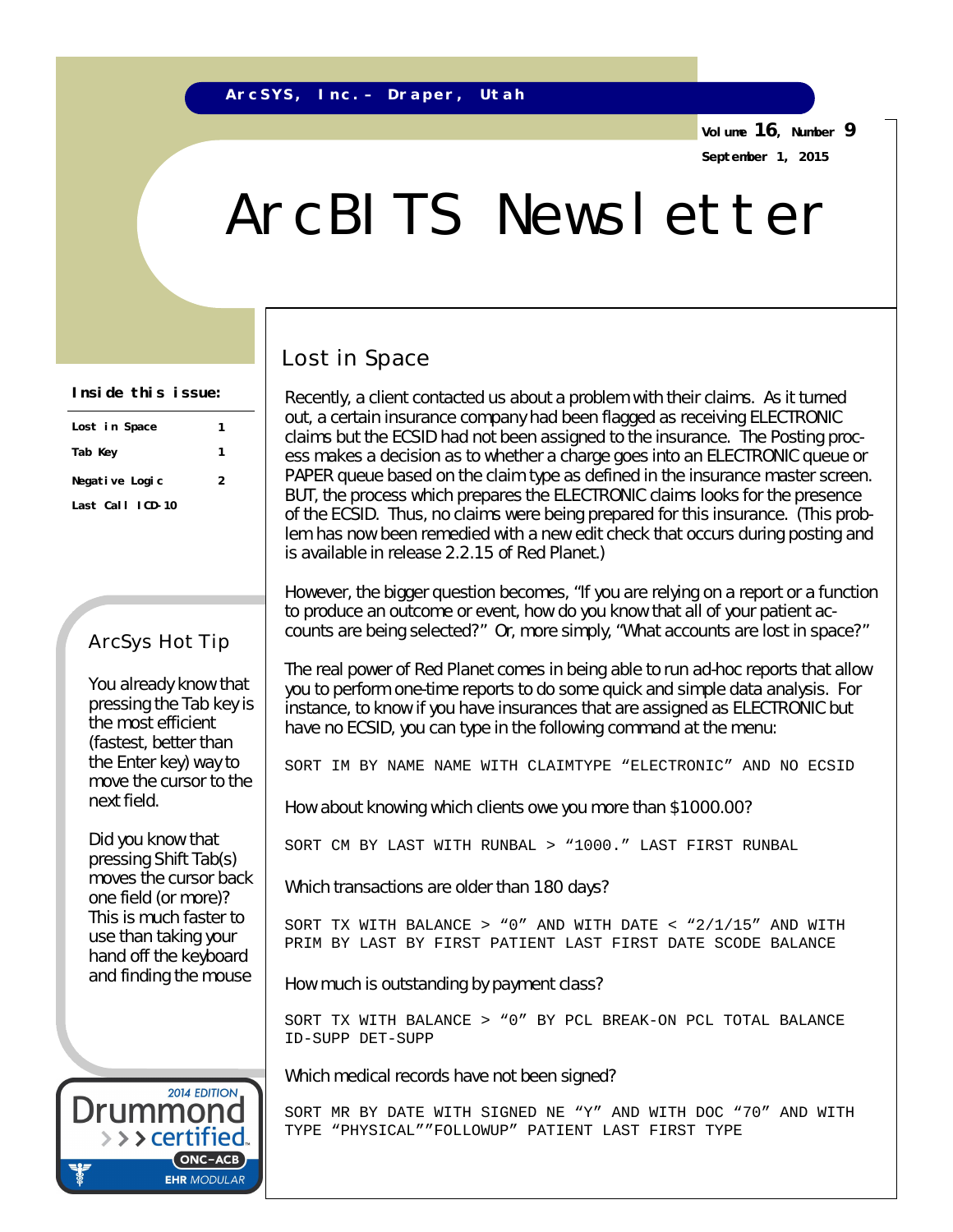ArcSYS, Inc.– Draper, Utah

Volume 16, Number 9

September 1, 2015

# ArcBITS Newsletter

**Inside this issue:**

| | |
|---|---|
| Lost in Space | 1 |
| Tab Key | 1 |
| Negative Logic | 2 |
| Last Call ICD-10 | |

## Lost in Space

Recently, a client contacted us about a problem with their claims. As it turned out, a certain insurance company had been flagged as receiving ELECTRONIC claims but the ECSID had not been assigned to the insurance. The Posting process makes a decision as to whether a charge goes into an ELECTRONIC queue or PAPER queue based on the claim type as defined in the insurance master screen. BUT, the process which prepares the ELECTRONIC claims looks for the presence of the ECSID. Thus, no claims were being prepared for this insurance. (This problem has now been remedied with a new edit check that occurs during posting and is available in release 2.2.15 of Red Planet.)

However, the bigger question becomes, "If you are relying on a report or a function to produce an outcome or event, how do you know that all of your patient accounts are being selected?" Or, more simply, "What accounts are lost in space?"

The real power of Red Planet comes in being able to run ad-hoc reports that allow you to perform one-time reports to do some quick and simple data analysis. For instance, to know if you have insurances that are assigned as ELECTRONIC but have no ECSID, you can type in the following command at the menu:

```
SORT IM BY NAME NAME WITH CLAIMTYPE "ELECTRONIC" AND NO ECSID
```

How about knowing which clients owe you more than $1000.00?

```
SORT CM BY LAST WITH RUNBAL > "1000." LAST FIRST RUNBAL
```

Which transactions are older than 180 days?

```
SORT TX WITH BALANCE > "0" AND WITH DATE < "2/1/15" AND WITH
PRIM BY LAST BY FIRST PATIENT LAST FIRST DATE SCODE BALANCE
```

How much is outstanding by payment class?

```
SORT TX WITH BALANCE > "0" BY PCL BREAK-ON PCL TOTAL BALANCE
ID-SUPP DET-SUPP
```

Which medical records have not been signed?

```
SORT MR BY DATE WITH SIGNED NE "Y" AND WITH DOC "70" AND WITH
TYPE "PHYSICAL""FOLLOWUP" PATIENT LAST FIRST TYPE
```

## ArcSys Hot Tip

You already know that pressing the Tab key is the most efficient (fastest, better than the Enter key) way to move the cursor to the next field.

Did you know that pressing Shift Tab(s) moves the cursor back one field (or more)? This is much faster to use than taking your hand off the keyboard and finding the mouse

2014 EDITION Drummond certified ONC-ACB EHR MODULAR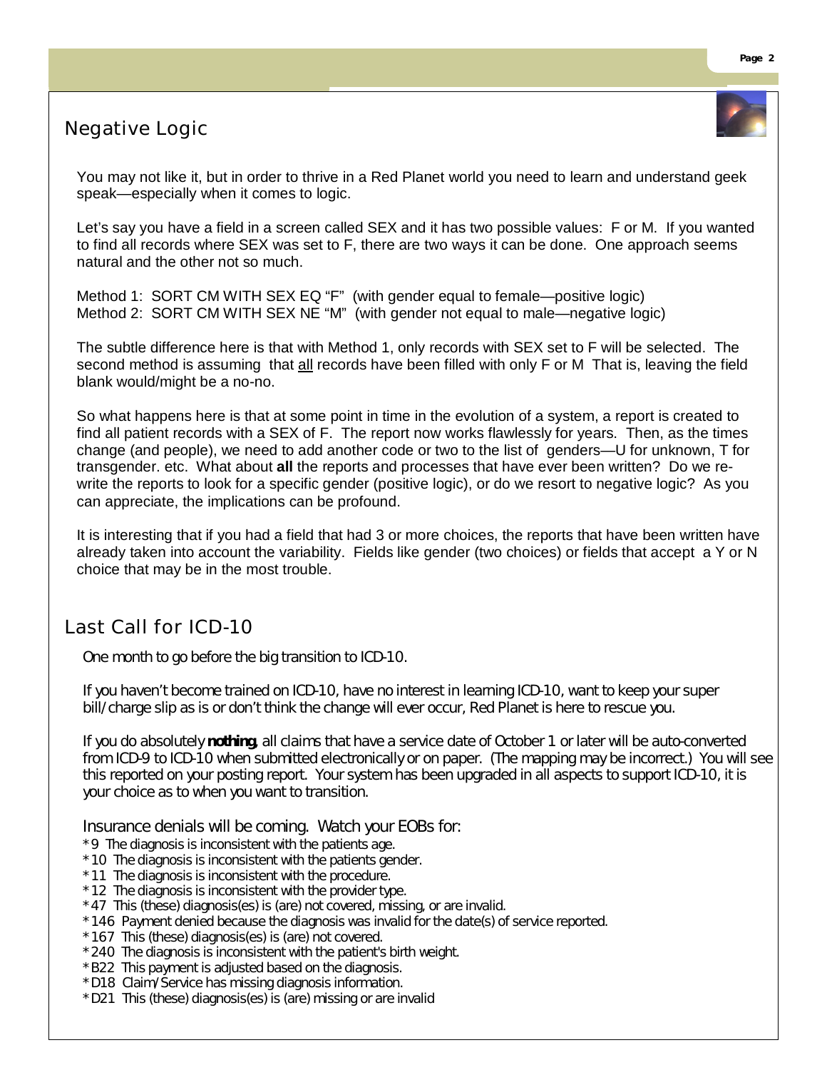## Negative Logic

You may not like it, but in order to thrive in a Red Planet world you need to learn and understand geek speak—especially when it comes to logic.

Let's say you have a field in a screen called SEX and it has two possible values: F or M. If you wanted to find all records where SEX was set to F, there are two ways it can be done. One approach seems natural and the other not so much.

Method 1: SORT CM WITH SEX EQ "F" (with gender equal to female—positive logic)
Method 2: SORT CM WITH SEX NE "M" (with gender not equal to male—negative logic)

The subtle difference here is that with Method 1, only records with SEX set to F will be selected. The second method is assuming that <u>all</u> records have been filled with only F or M That is, leaving the field blank would/might be a no-no.

So what happens here is that at some point in time in the evolution of a system, a report is created to find all patient records with a SEX of F. The report now works flawlessly for years. Then, as the times change (and people), we need to add another code or two to the list of genders—U for unknown, T for transgender. etc. What about **all** the reports and processes that have ever been written? Do we re-write the reports to look for a specific gender (positive logic), or do we resort to negative logic? As you can appreciate, the implications can be profound.

It is interesting that if you had a field that had 3 or more choices, the reports that have been written have already taken into account the variability. Fields like gender (two choices) or fields that accept a Y or N choice that may be in the most trouble.

## Last Call for ICD-10

One month to go before the big transition to ICD-10.

If you haven't become trained on ICD-10, have no interest in learning ICD-10, want to keep your super bill/charge slip as is or don't think the change will ever occur, Red Planet is here to rescue you.

If you do absolutely **nothing**, all claims that have a service date of October 1 or later will be auto-converted from ICD-9 to ICD-10 when submitted electronically or on paper. (The mapping may be incorrect.) You will see this reported on your posting report. Your system has been upgraded in all aspects to support ICD-10, it is your choice as to when you want to transition.

Insurance denials will be coming. Watch your EOBs for:

*9 The diagnosis is inconsistent with the patients age.
*10 The diagnosis is inconsistent with the patients gender.
*11 The diagnosis is inconsistent with the procedure.
*12 The diagnosis is inconsistent with the provider type.
*47 This (these) diagnosis(es) is (are) not covered, missing, or are invalid.
*146 Payment denied because the diagnosis was invalid for the date(s) of service reported.
*167 This (these) diagnosis(es) is (are) not covered.
*240 The diagnosis is inconsistent with the patient's birth weight.
*B22 This payment is adjusted based on the diagnosis.
*D18 Claim/Service has missing diagnosis information.
*D21 This (these) diagnosis(es) is (are) missing or are invalid